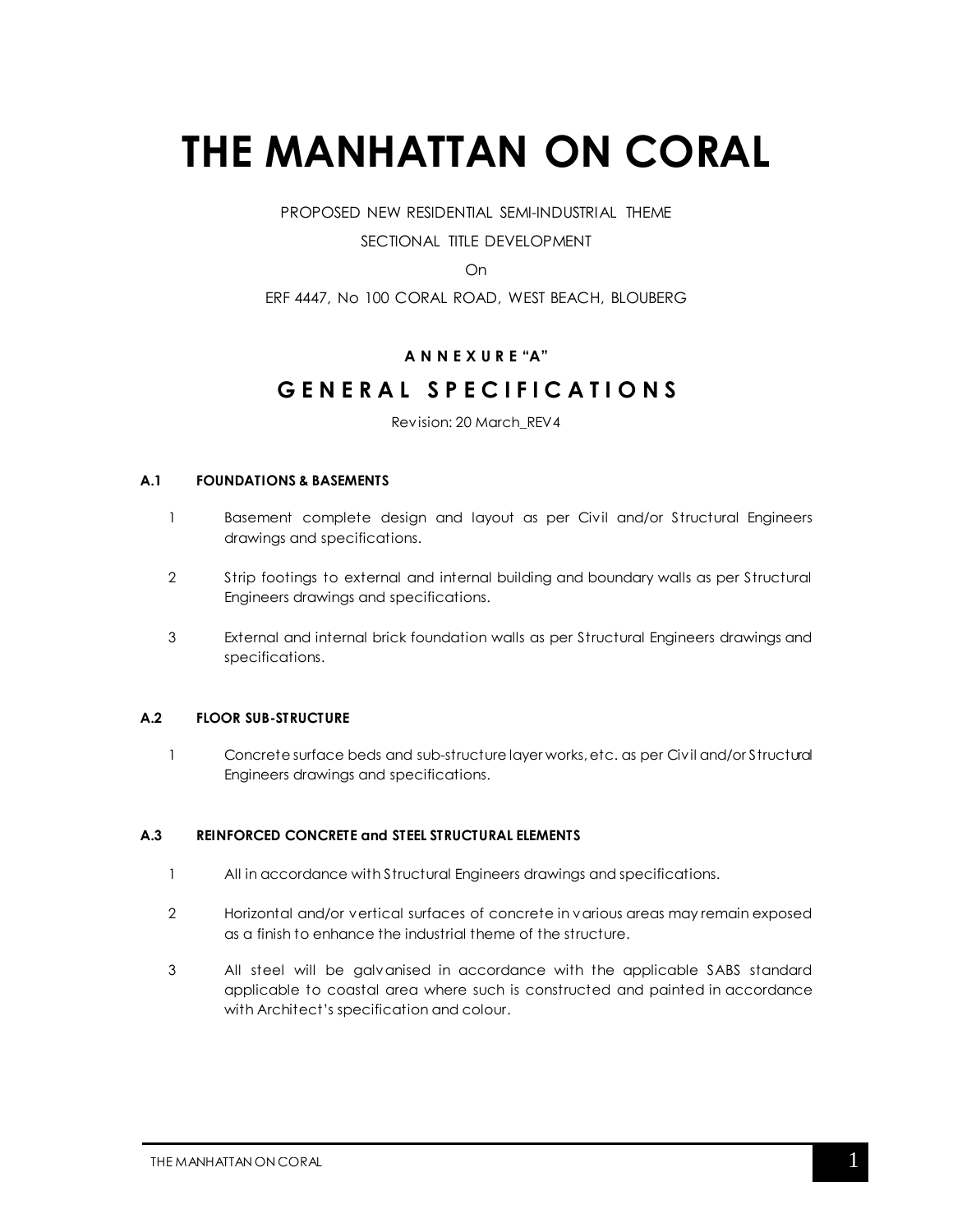# THE MANHATTAN ON CORAL

PROPOSED NEW RESIDENTIAL SEMI-INDUSTRIAL THEME

SECTIONAL TITLE DEVELOPMENT

On

ERF 4447, No 100 CORAL ROAD, WEST BEACH, BLOUBERG

**A N N E X U R E "A"**

## G E N E R A L  S P E C I F I C A T I O N S

Revision: 20 March_REV4

### A.1 FOUNDATIONS & BASEMENTS

1. Basement complete design and layout as per Civil and/or Structural Engineers drawings and specifications.
2. Strip footings to external and internal building and boundary walls as per Structural Engineers drawings and specifications.
3. External and internal brick foundation walls as per Structural Engineers drawings and specifications.

### A.2 FLOOR SUB-STRUCTURE

1. Concrete surface beds and sub-structure layer works, etc. as per Civil and/or Structural Engineers drawings and specifications.

### A.3 REINFORCED CONCRETE and STEEL STRUCTURAL ELEMENTS

1. All in accordance with Structural Engineers drawings and specifications.
2. Horizontal and/or vertical surfaces of concrete in various areas may remain exposed as a finish to enhance the industrial theme of the structure.
3. All steel will be galvanised in accordance with the applicable SABS standard applicable to coastal area where such is constructed and painted in accordance with Architect's specification and colour.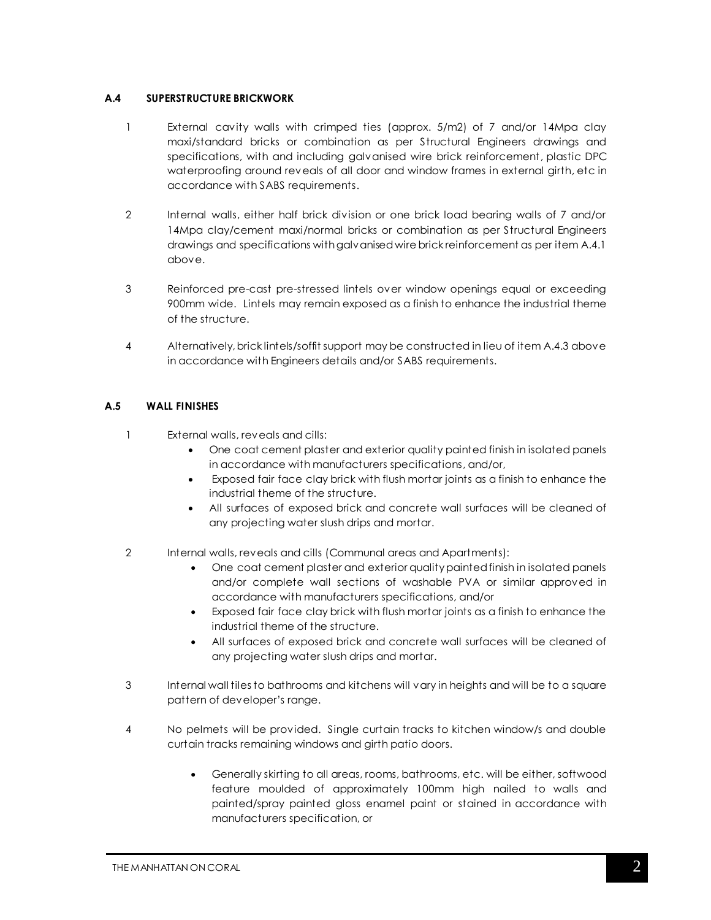### A.4 SUPERSTRUCTURE BRICKWORK

1. External cavity walls with crimped ties (approx. 5/m2) of 7 and/or 14Mpa clay maxi/standard bricks or combination as per Structural Engineers drawings and specifications, with and including galvanised wire brick reinforcement, plastic DPC waterproofing around reveals of all door and window frames in external girth, etc in accordance with SABS requirements.

2. Internal walls, either half brick division or one brick load bearing walls of 7 and/or 14Mpa clay/cement maxi/normal bricks or combination as per Structural Engineers drawings and specifications with galvanised wire brick reinforcement as per item A.4.1 above.

3. Reinforced pre-cast pre-stressed lintels over window openings equal or exceeding 900mm wide. Lintels may remain exposed as a finish to enhance the industrial theme of the structure.

4. Alternatively, brick lintels/soffit support may be constructed in lieu of item A.4.3 above in accordance with Engineers details and/or SABS requirements.

### A.5 WALL FINISHES

1. External walls, reveals and cills:
   - One coat cement plaster and exterior quality painted finish in isolated panels in accordance with manufacturers specifications, and/or,
   - Exposed fair face clay brick with flush mortar joints as a finish to enhance the industrial theme of the structure.
   - All surfaces of exposed brick and concrete wall surfaces will be cleaned of any projecting water slush drips and mortar.

2. Internal walls, reveals and cills (Communal areas and Apartments):
   - One coat cement plaster and exterior quality painted finish in isolated panels and/or complete wall sections of washable PVA or similar approved in accordance with manufacturers specifications, and/or
   - Exposed fair face clay brick with flush mortar joints as a finish to enhance the industrial theme of the structure.
   - All surfaces of exposed brick and concrete wall surfaces will be cleaned of any projecting water slush drips and mortar.

3. Internal wall tiles to bathrooms and kitchens will vary in heights and will be to a square pattern of developer's range.

4. No pelmets will be provided. Single curtain tracks to kitchen window/s and double curtain tracks remaining windows and girth patio doors.

   - Generally skirting to all areas, rooms, bathrooms, etc. will be either, softwood feature moulded of approximately 100mm high nailed to walls and painted/spray painted gloss enamel paint or stained in accordance with manufacturers specification, or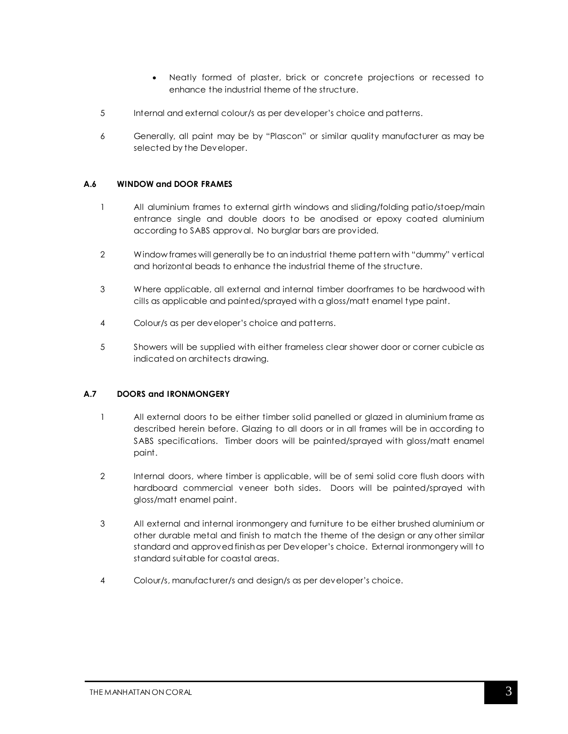- Neatly formed of plaster, brick or concrete projections or recessed to enhance the industrial theme of the structure.

5 Internal and external colour/s as per developer's choice and patterns.

6 Generally, all paint may be by "Plascon" or similar quality manufacturer as may be selected by the Developer.

### A.6 WINDOW and DOOR FRAMES

1 All aluminium frames to external girth windows and sliding/folding patio/stoep/main entrance single and double doors to be anodised or epoxy coated aluminium according to SABS approval. No burglar bars are provided.

2 Window frames will generally be to an industrial theme pattern with "dummy" vertical and horizontal beads to enhance the industrial theme of the structure.

3 Where applicable, all external and internal timber doorframes to be hardwood with cills as applicable and painted/sprayed with a gloss/matt enamel type paint.

4 Colour/s as per developer's choice and patterns.

5 Showers will be supplied with either frameless clear shower door or corner cubicle as indicated on architects drawing.

### A.7 DOORS and IRONMONGERY

1 All external doors to be either timber solid panelled or glazed in aluminium frame as described herein before. Glazing to all doors or in all frames will be in according to SABS specifications. Timber doors will be painted/sprayed with gloss/matt enamel paint.

2 Internal doors, where timber is applicable, will be of semi solid core flush doors with hardboard commercial veneer both sides. Doors will be painted/sprayed with gloss/matt enamel paint.

3 All external and internal ironmongery and furniture to be either brushed aluminium or other durable metal and finish to match the theme of the design or any other similar standard and approved finish as per Developer's choice. External ironmongery will to standard suitable for coastal areas.

4 Colour/s, manufacturer/s and design/s as per developer's choice.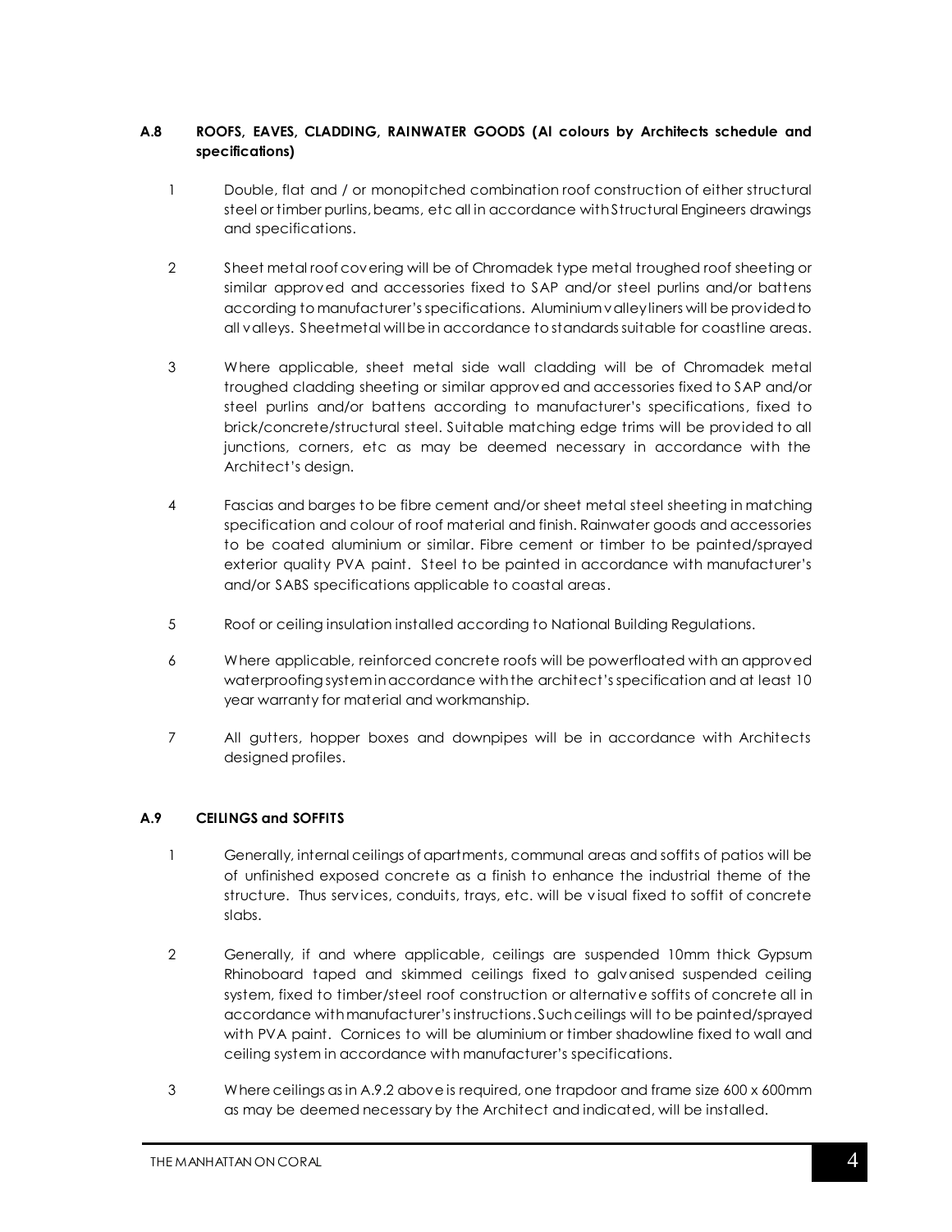**A.8 ROOFS, EAVES, CLADDING, RAINWATER GOODS (Al colours by Architects schedule and specifications)**

1. Double, flat and / or monopitched combination roof construction of either structural steel or timber purlins, beams, etc all in accordance with Structural Engineers drawings and specifications.

2. Sheet metal roof covering will be of Chromadek type metal troughed roof sheeting or similar approved and accessories fixed to SAP and/or steel purlins and/or battens according to manufacturer's specifications. Aluminium valley liners will be provided to all valleys. Sheetmetal will be in accordance to standards suitable for coastline areas.

3. Where applicable, sheet metal side wall cladding will be of Chromadek metal troughed cladding sheeting or similar approved and accessories fixed to SAP and/or steel purlins and/or battens according to manufacturer's specifications, fixed to brick/concrete/structural steel. Suitable matching edge trims will be provided to all junctions, corners, etc as may be deemed necessary in accordance with the Architect's design.

4. Fascias and barges to be fibre cement and/or sheet metal steel sheeting in matching specification and colour of roof material and finish. Rainwater goods and accessories to be coated aluminium or similar. Fibre cement or timber to be painted/sprayed exterior quality PVA paint. Steel to be painted in accordance with manufacturer's and/or SABS specifications applicable to coastal areas.

5. Roof or ceiling insulation installed according to National Building Regulations.

6. Where applicable, reinforced concrete roofs will be powerfloated with an approved waterproofing system in accordance with the architect's specification and at least 10 year warranty for material and workmanship.

7. All gutters, hopper boxes and downpipes will be in accordance with Architects designed profiles.

**A.9 CEILINGS and SOFFITS**

1. Generally, internal ceilings of apartments, communal areas and soffits of patios will be of unfinished exposed concrete as a finish to enhance the industrial theme of the structure. Thus services, conduits, trays, etc. will be visual fixed to soffit of concrete slabs.

2. Generally, if and where applicable, ceilings are suspended 10mm thick Gypsum Rhinoboard taped and skimmed ceilings fixed to galvanised suspended ceiling system, fixed to timber/steel roof construction or alternative soffits of concrete all in accordance with manufacturer's instructions. Such ceilings will to be painted/sprayed with PVA paint. Cornices to will be aluminium or timber shadowline fixed to wall and ceiling system in accordance with manufacturer's specifications.

3. Where ceilings as in A.9.2 above is required, one trapdoor and frame size 600 x 600mm as may be deemed necessary by the Architect and indicated, will be installed.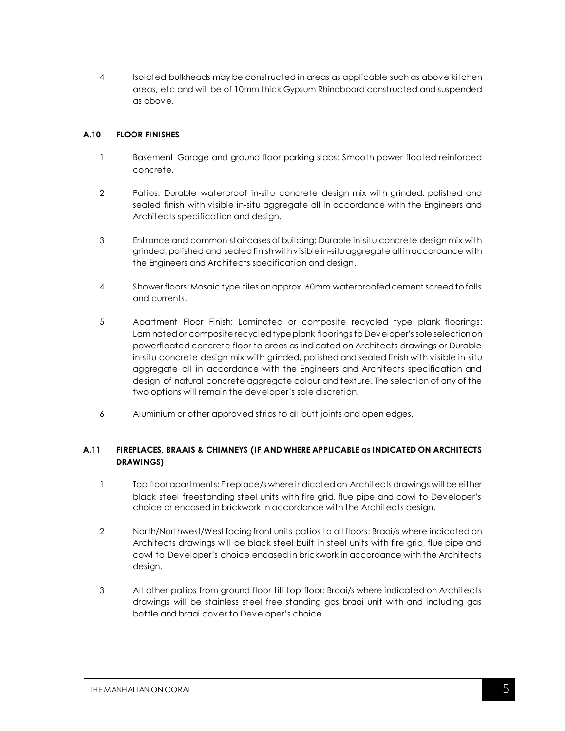4 Isolated bulkheads may be constructed in areas as applicable such as above kitchen areas, etc and will be of 10mm thick Gypsum Rhinoboard constructed and suspended as above.

### A.10 FLOOR FINISHES

1 Basement Garage and ground floor parking slabs: Smooth power floated reinforced concrete.

2 Patios: Durable waterproof in-situ concrete design mix with grinded, polished and sealed finish with visible in-situ aggregate all in accordance with the Engineers and Architects specification and design.

3 Entrance and common staircases of building: Durable in-situ concrete design mix with grinded, polished and sealed finish with visible in-situ aggregate all in accordance with the Engineers and Architects specification and design.

4 Shower floors: Mosaic type tiles on approx. 60mm waterproofed cement screed to falls and currents.

5 Apartment Floor Finish: Laminated or composite recycled type plank floorings: Laminated or composite recycled type plank floorings to Developer's sole selection on powerfloated concrete floor to areas as indicated on Architects drawings or Durable in-situ concrete design mix with grinded, polished and sealed finish with visible in-situ aggregate all in accordance with the Engineers and Architects specification and design of natural concrete aggregate colour and texture. The selection of any of the two options will remain the developer's sole discretion.

6 Aluminium or other approved strips to all butt joints and open edges.

### A.11 FIREPLACES, BRAAIS & CHIMNEYS (IF AND WHERE APPLICABLE as INDICATED ON ARCHITECTS DRAWINGS)

1 Top floor apartments: Fireplace/s where indicated on Architects drawings will be either black steel freestanding steel units with fire grid, flue pipe and cowl to Developer's choice or encased in brickwork in accordance with the Architects design.

2 North/Northwest/West facing front units patios to all floors: Braai/s where indicated on Architects drawings will be black steel built in steel units with fire grid, flue pipe and cowl to Developer's choice encased in brickwork in accordance with the Architects design.

3 All other patios from ground floor till top floor: Braai/s where indicated on Architects drawings will be stainless steel free standing gas braai unit with and including gas bottle and braai cover to Developer's choice.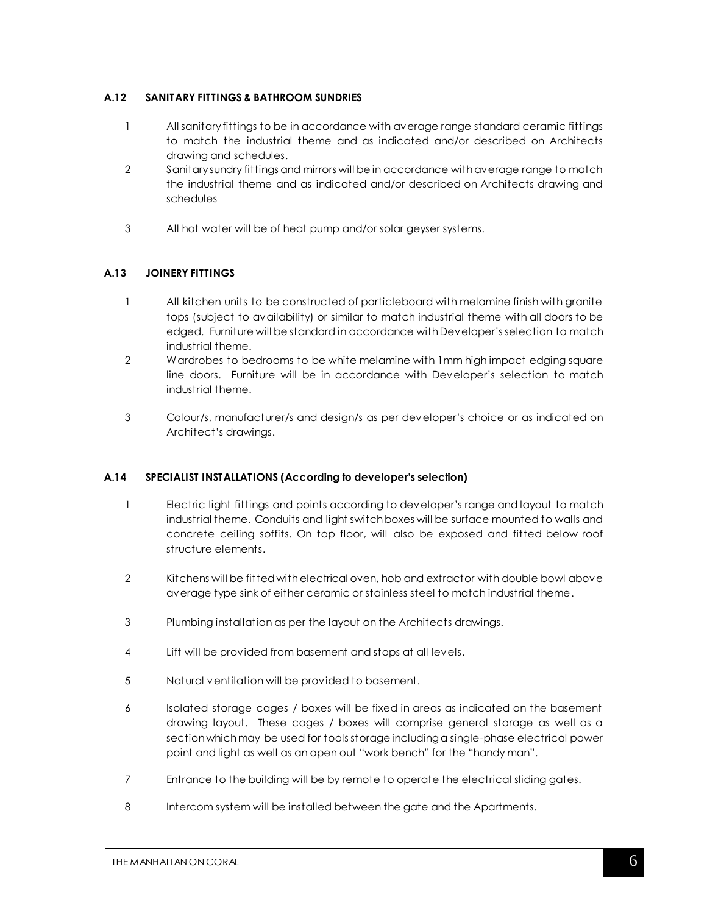### A.12 SANITARY FITTINGS & BATHROOM SUNDRIES

1. All sanitary fittings to be in accordance with average range standard ceramic fittings to match the industrial theme and as indicated and/or described on Architects drawing and schedules.
2. Sanitary sundry fittings and mirrors will be in accordance with average range to match the industrial theme and as indicated and/or described on Architects drawing and schedules
3. All hot water will be of heat pump and/or solar geyser systems.

### A.13 JOINERY FITTINGS

1. All kitchen units to be constructed of particleboard with melamine finish with granite tops (subject to availability) or similar to match industrial theme with all doors to be edged. Furniture will be standard in accordance with Developer's selection to match industrial theme.
2. Wardrobes to bedrooms to be white melamine with 1mm high impact edging square line doors. Furniture will be in accordance with Developer's selection to match industrial theme.
3. Colour/s, manufacturer/s and design/s as per developer's choice or as indicated on Architect's drawings.

### A.14 SPECIALIST INSTALLATIONS (According to developer's selection)

1. Electric light fittings and points according to developer's range and layout to match industrial theme. Conduits and light switch boxes will be surface mounted to walls and concrete ceiling soffits. On top floor, will also be exposed and fitted below roof structure elements.
2. Kitchens will be fitted with electrical oven, hob and extractor with double bowl above average type sink of either ceramic or stainless steel to match industrial theme.
3. Plumbing installation as per the layout on the Architects drawings.
4. Lift will be provided from basement and stops at all levels.
5. Natural ventilation will be provided to basement.
6. Isolated storage cages / boxes will be fixed in areas as indicated on the basement drawing layout. These cages / boxes will comprise general storage as well as a section which may be used for tools storage including a single-phase electrical power point and light as well as an open out "work bench" for the "handy man".
7. Entrance to the building will be by remote to operate the electrical sliding gates.
8. Intercom system will be installed between the gate and the Apartments.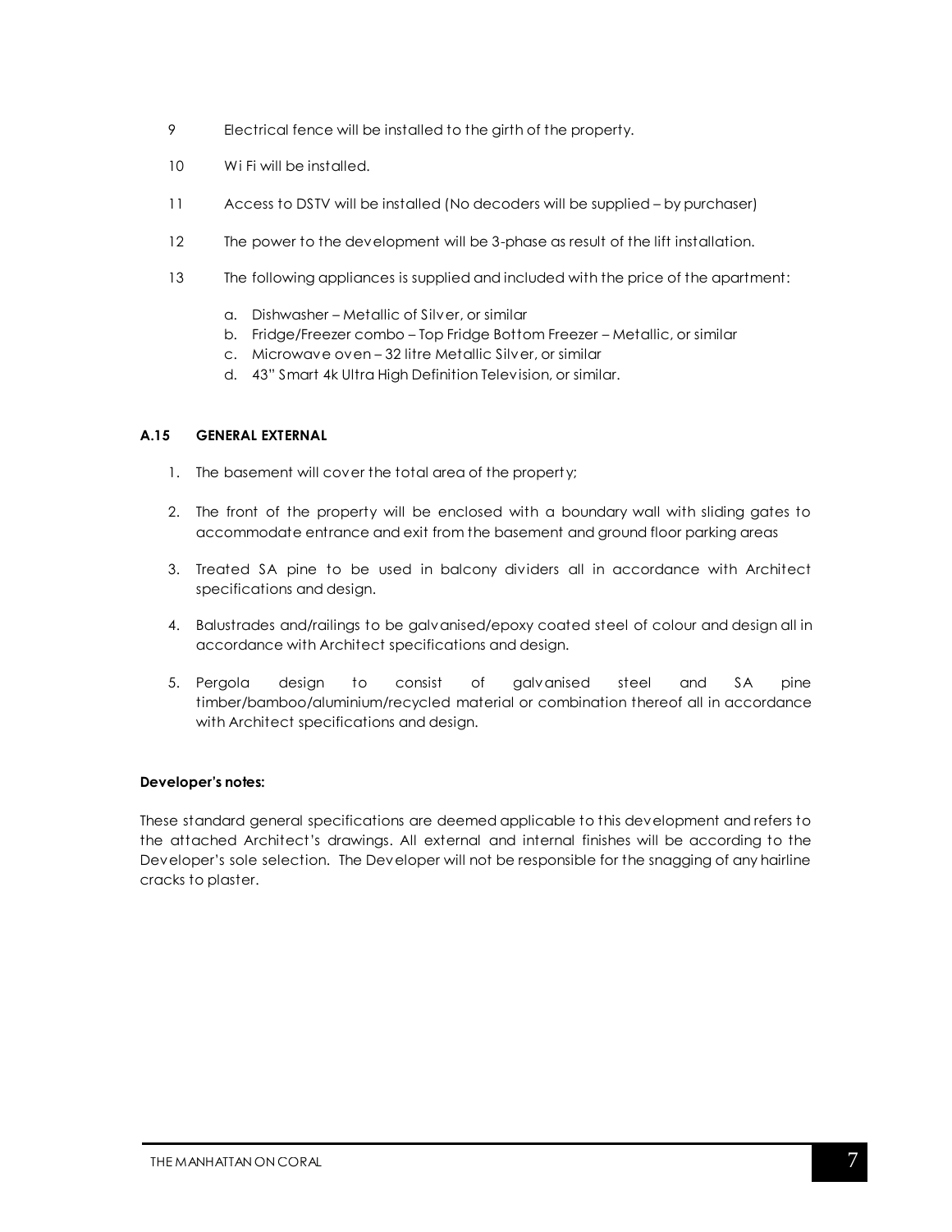9 Electrical fence will be installed to the girth of the property.

10 Wi Fi will be installed.

11 Access to DSTV will be installed (No decoders will be supplied – by purchaser)

12 The power to the development will be 3-phase as result of the lift installation.

13 The following appliances is supplied and included with the price of the apartment:

   a. Dishwasher – Metallic of Silver, or similar
   b. Fridge/Freezer combo – Top Fridge Bottom Freezer – Metallic, or similar
   c. Microwave oven – 32 litre Metallic Silver, or similar
   d. 43" Smart 4k Ultra High Definition Television, or similar.

**A.15 GENERAL EXTERNAL**

1. The basement will cover the total area of the property;

2. The front of the property will be enclosed with a boundary wall with sliding gates to accommodate entrance and exit from the basement and ground floor parking areas

3. Treated SA pine to be used in balcony dividers all in accordance with Architect specifications and design.

4. Balustrades and/railings to be galvanised/epoxy coated steel of colour and design all in accordance with Architect specifications and design.

5. Pergola design to consist of galvanised steel and SA pine timber/bamboo/aluminium/recycled material or combination thereof all in accordance with Architect specifications and design.

**Developer's notes:**

These standard general specifications are deemed applicable to this development and refers to the attached Architect's drawings. All external and internal finishes will be according to the Developer's sole selection. The Developer will not be responsible for the snagging of any hairline cracks to plaster.